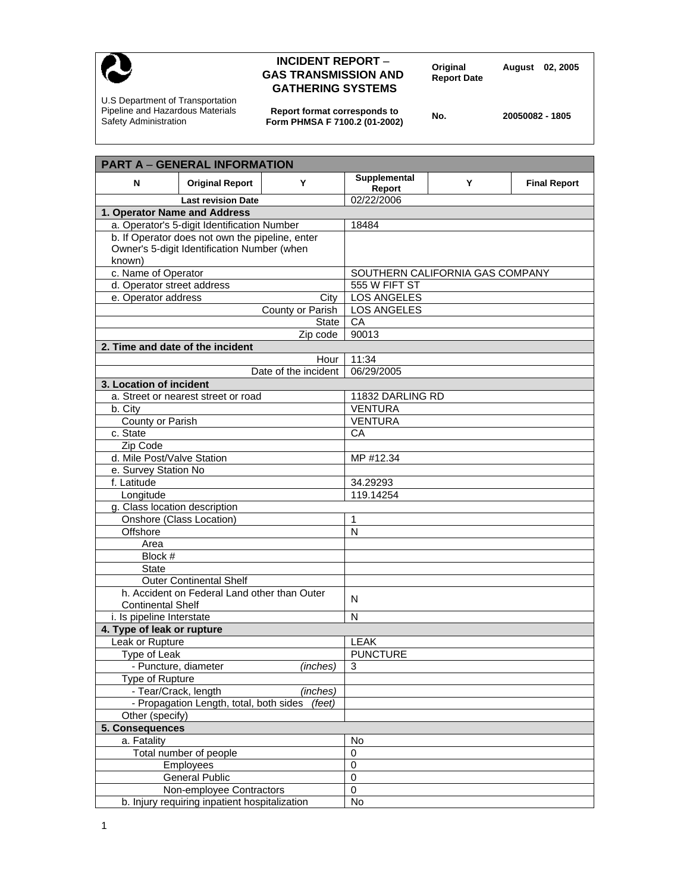**INCIDENT REPORT – GAS TRANSMISSION AND GATHERING SYSTEMS**

U.S Department of Transportation
Pipeline and Hazardous Materials Safety Administration

**Report format corresponds to Form PHMSA F 7100.2 (01-2002)**

| | |
|---|---|
| **Original Report Date** | **August 02, 2005** |
| **No.** | **20050082 - 1805** |

## PART A – GENERAL INFORMATION

| N | Original Report | Y | Supplemental Report | Y | Final Report |
|---|---|---|---|---|---|
| **Last revision Date** | | | 02/22/2006 | | |

| Field | Value |
|---|---|
| **1. Operator Name and Address** | |
| a. Operator's 5-digit Identification Number | 18484 |
| b. If Operator does not own the pipeline, enter Owner's 5-digit Identification Number (when known) | |
| c. Name of Operator | SOUTHERN CALIFORNIA GAS COMPANY |
| d. Operator street address | 555 W FIFT ST |
| e. Operator address — City | LOS ANGELES |
| County or Parish | LOS ANGELES |
| State | CA |
| Zip code | 90013 |
| **2. Time and date of the incident** | |
| Hour | 11:34 |
| Date of the incident | 06/29/2005 |
| **3. Location of incident** | |
| a. Street or nearest street or road | 11832 DARLING RD |
| b. City | VENTURA |
| County or Parish | VENTURA |
| c. State | CA |
| Zip Code | |
| d. Mile Post/Valve Station | MP #12.34 |
| e. Survey Station No | |
| f. Latitude | 34.29293 |
| Longitude | 119.14254 |
| g. Class location description | |
| Onshore (Class Location) | 1 |
| Offshore | N |
| Area | |
| Block # | |
| State | |
| Outer Continental Shelf | |
| h. Accident on Federal Land other than Outer Continental Shelf | N |
| i. Is pipeline Interstate | N |
| **4. Type of leak or rupture** | |
| Leak or Rupture | LEAK |
| Type of Leak | PUNCTURE |
| - Puncture, diameter *(inches)* | 3 |
| Type of Rupture | |
| - Tear/Crack, length *(inches)* | |
| - Propagation Length, total, both sides *(feet)* | |
| Other (specify) | |
| **5. Consequences** | |
| a. Fatality | No |
| Total number of people | 0 |
| Employees | 0 |
| General Public | 0 |
| Non-employee Contractors | 0 |
| b. Injury requiring inpatient hospitalization | No |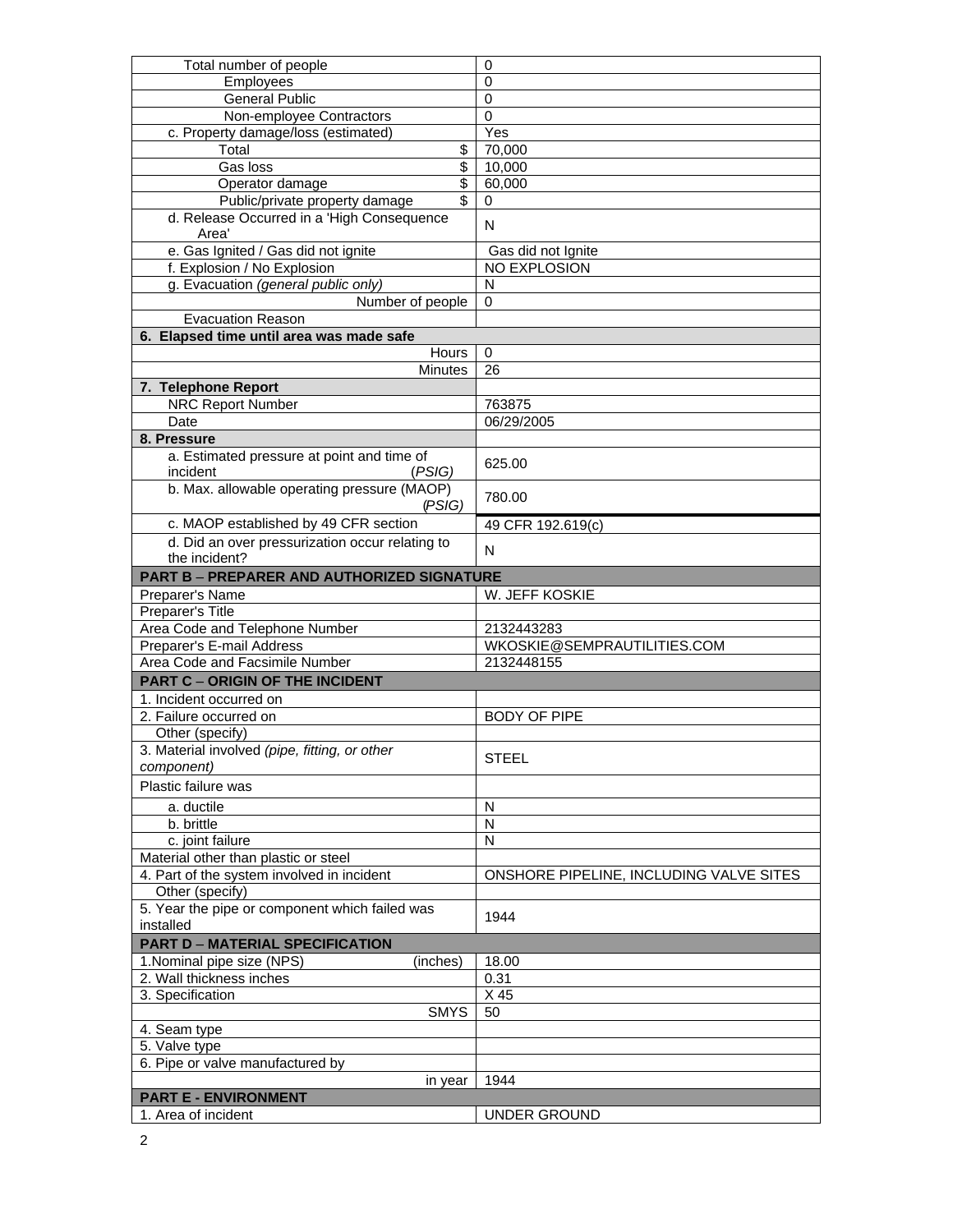| | |
|---|---|
| Total number of people | 0 |
| Employees | 0 |
| General Public | 0 |
| Non-employee Contractors | 0 |
| c. Property damage/loss (estimated) | Yes |
| Total $ | 70,000 |
| Gas loss $ | 10,000 |
| Operator damage $ | 60,000 |
| Public/private property damage $ | 0 |
| d. Release Occurred in a 'High Consequence Area' | N |
| e. Gas Ignited / Gas did not ignite | Gas did not Ignite |
| f. Explosion / No Explosion | NO EXPLOSION |
| g. Evacuation *(general public only)* | N |
| Number of people | 0 |
| Evacuation Reason | |
| **6. Elapsed time until area was made safe** | |
| Hours | 0 |
| Minutes | 26 |
| **7. Telephone Report** | |
| NRC Report Number | 763875 |
| Date | 06/29/2005 |
| **8. Pressure** | |
| a. Estimated pressure at point and time of incident *(PSIG)* | 625.00 |
| b. Max. allowable operating pressure (MAOP) *(PSIG)* | 780.00 |
| c. MAOP established by 49 CFR section | 49 CFR 192.619(c) |
| d. Did an over pressurization occur relating to the incident? | N |
| **PART B – PREPARER AND AUTHORIZED SIGNATURE** | |
| Preparer's Name | W. JEFF KOSKIE |
| Preparer's Title | |
| Area Code and Telephone Number | 2132443283 |
| Preparer's E-mail Address | WKOSKIE@SEMPRAUTILITIES.COM |
| Area Code and Facsimile Number | 2132448155 |
| **PART C – ORIGIN OF THE INCIDENT** | |
| 1. Incident occurred on | |
| 2. Failure occurred on | BODY OF PIPE |
| Other (specify) | |
| 3. Material involved *(pipe, fitting, or other component)* | STEEL |
| Plastic failure was | |
| a. ductile | N |
| b. brittle | N |
| c. joint failure | N |
| Material other than plastic or steel | |
| 4. Part of the system involved in incident | ONSHORE PIPELINE, INCLUDING VALVE SITES |
| Other (specify) | |
| 5. Year the pipe or component which failed was installed | 1944 |
| **PART D – MATERIAL SPECIFICATION** | |
| 1.Nominal pipe size (NPS) (inches) | 18.00 |
| 2. Wall thickness inches | 0.31 |
| 3. Specification | X 45 |
| SMYS | 50 |
| 4. Seam type | |
| 5. Valve type | |
| 6. Pipe or valve manufactured by | |
| in year | 1944 |
| **PART E - ENVIRONMENT** | |
| 1. Area of incident | UNDER GROUND |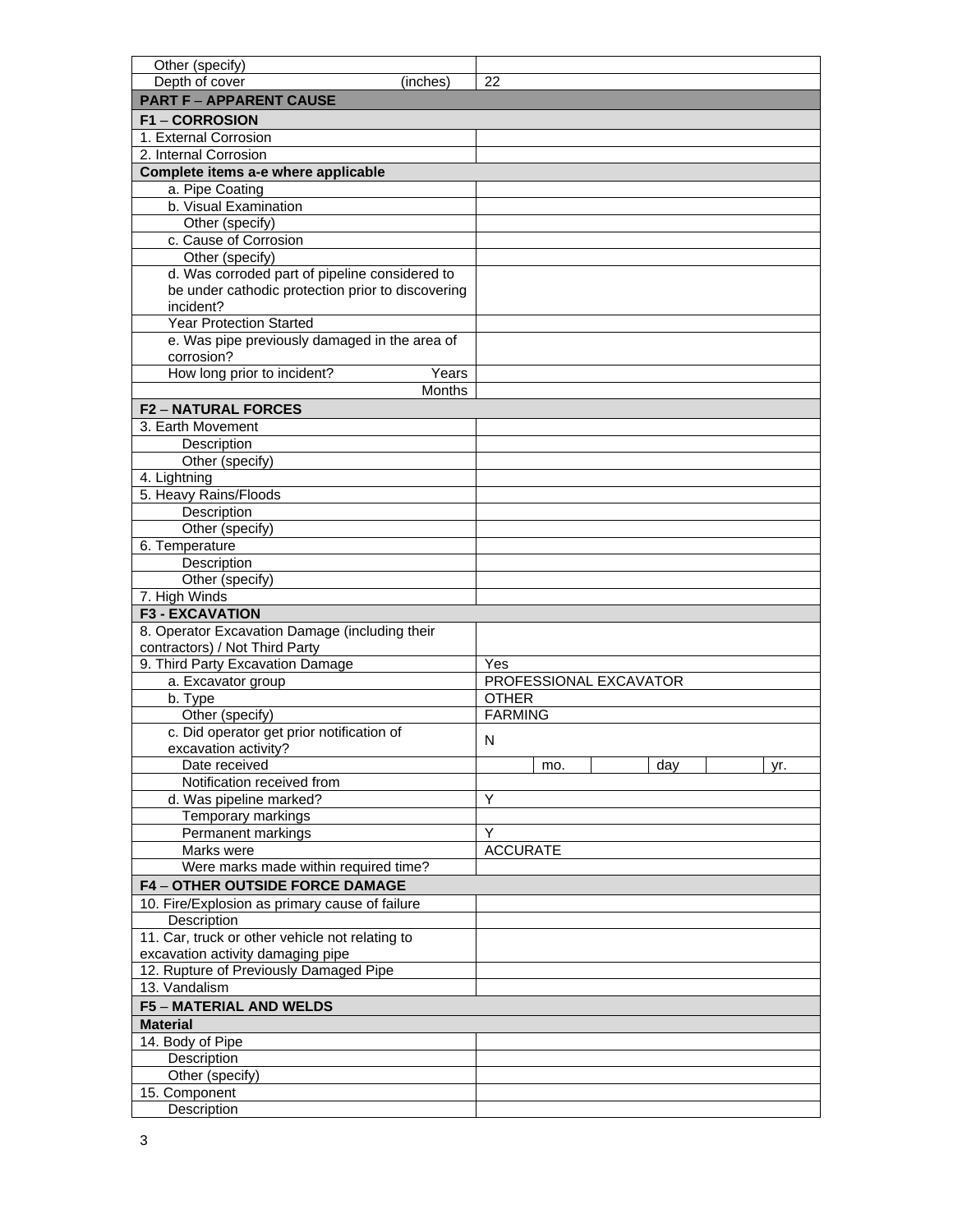| | |
|---|---|
| Other (specify) | |
| Depth of cover (inches) | 22 |
| **PART F – APPARENT CAUSE** | |
| **F1 – CORROSION** | |
| 1. External Corrosion | |
| 2. Internal Corrosion | |
| **Complete items a-e where applicable** | |
| a. Pipe Coating | |
| b. Visual Examination | |
| Other (specify) | |
| c. Cause of Corrosion | |
| Other (specify) | |
| d. Was corroded part of pipeline considered to be under cathodic protection prior to discovering incident? | |
| Year Protection Started | |
| e. Was pipe previously damaged in the area of corrosion? | |
| How long prior to incident? Years | |
| Months | |
| **F2 – NATURAL FORCES** | |
| 3. Earth Movement | |
| Description | |
| Other (specify) | |
| 4. Lightning | |
| 5. Heavy Rains/Floods | |
| Description | |
| Other (specify) | |
| 6. Temperature | |
| Description | |
| Other (specify) | |
| 7. High Winds | |
| **F3 - EXCAVATION** | |
| 8. Operator Excavation Damage (including their contractors) / Not Third Party | |
| 9. Third Party Excavation Damage | Yes |
| a. Excavator group | PROFESSIONAL EXCAVATOR |
| b. Type | OTHER |
| Other (specify) | FARMING |
| c. Did operator get prior notification of excavation activity? | N |
| Date received | mo. day yr. |
| Notification received from | |
| d. Was pipeline marked? | Y |
| Temporary markings | |
| Permanent markings | Y |
| Marks were | ACCURATE |
| Were marks made within required time? | |
| **F4 – OTHER OUTSIDE FORCE DAMAGE** | |
| 10. Fire/Explosion as primary cause of failure | |
| Description | |
| 11. Car, truck or other vehicle not relating to excavation activity damaging pipe | |
| 12. Rupture of Previously Damaged Pipe | |
| 13. Vandalism | |
| **F5 – MATERIAL AND WELDS** | |
| **Material** | |
| 14. Body of Pipe | |
| Description | |
| Other (specify) | |
| 15. Component | |
| Description | |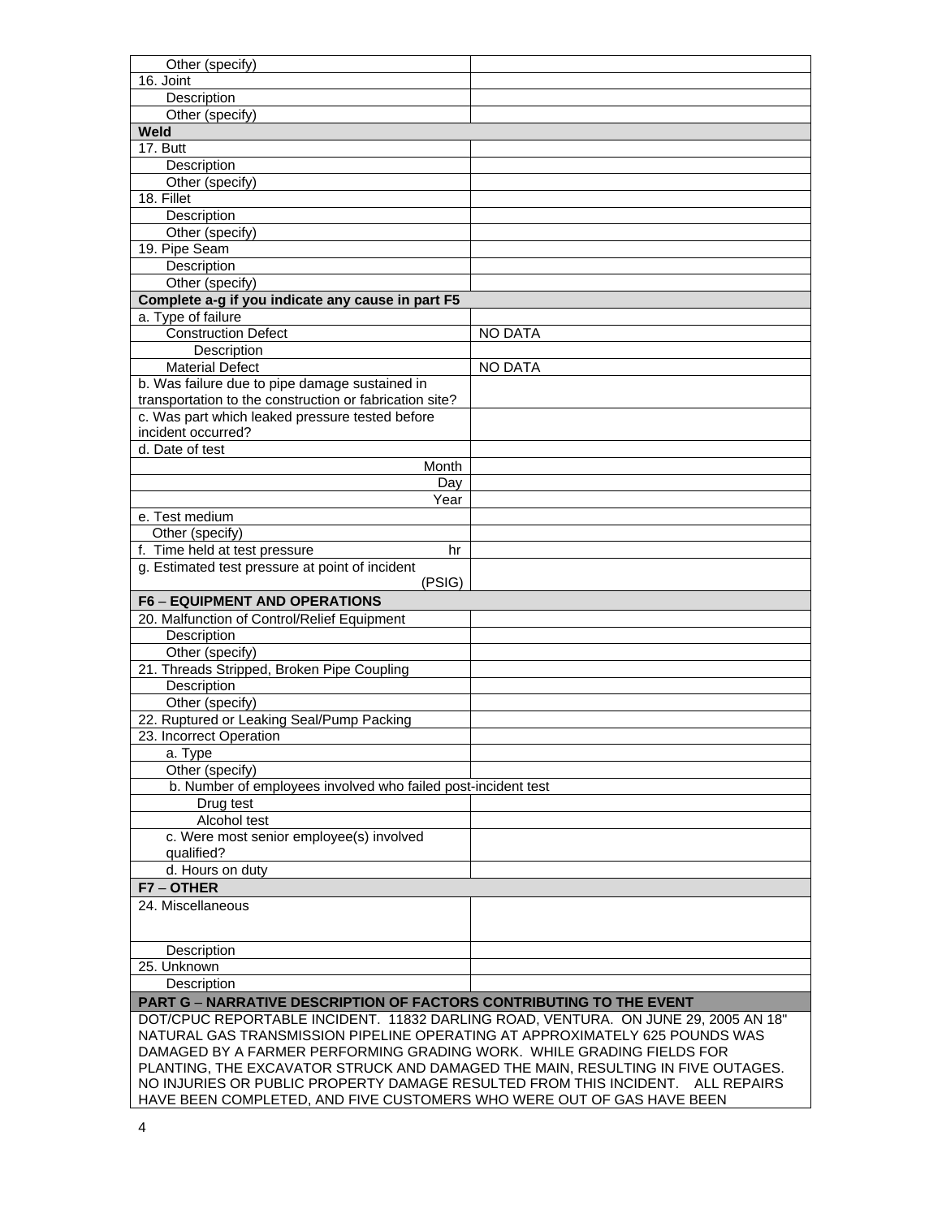| | |
|---|---|
| Other (specify) | |
| 16. Joint | |
| Description | |
| Other (specify) | |
| **Weld** | |
| 17. Butt | |
| Description | |
| Other (specify) | |
| 18. Fillet | |
| Description | |
| Other (specify) | |
| 19. Pipe Seam | |
| Description | |
| Other (specify) | |
| **Complete a-g if you indicate any cause in part F5** | |
| a. Type of failure | |
| Construction Defect | NO DATA |
| Description | |
| Material Defect | NO DATA |
| b. Was failure due to pipe damage sustained in transportation to the construction or fabrication site? | |
| c. Was part which leaked pressure tested before incident occurred? | |
| d. Date of test | |
| Month | |
| Day | |
| Year | |
| e. Test medium | |
| Other (specify) | |
| f. Time held at test pressure hr | |
| g. Estimated test pressure at point of incident (PSIG) | |
| **F6 – EQUIPMENT AND OPERATIONS** | |
| 20. Malfunction of Control/Relief Equipment | |
| Description | |
| Other (specify) | |
| 21. Threads Stripped, Broken Pipe Coupling | |
| Description | |
| Other (specify) | |
| 22. Ruptured or Leaking Seal/Pump Packing | |
| 23. Incorrect Operation | |
| a. Type | |
| Other (specify) | |
| b. Number of employees involved who failed post-incident test | |
| Drug test | |
| Alcohol test | |
| c. Were most senior employee(s) involved qualified? | |
| d. Hours on duty | |
| **F7 – OTHER** | |
| 24. Miscellaneous | |
| Description | |
| 25. Unknown | |
| Description | |

**PART G – NARRATIVE DESCRIPTION OF FACTORS CONTRIBUTING TO THE EVENT**

DOT/CPUC REPORTABLE INCIDENT. 11832 DARLING ROAD, VENTURA. ON JUNE 29, 2005 AN 18" NATURAL GAS TRANSMISSION PIPELINE OPERATING AT APPROXIMATELY 625 POUNDS WAS DAMAGED BY A FARMER PERFORMING GRADING WORK. WHILE GRADING FIELDS FOR PLANTING, THE EXCAVATOR STRUCK AND DAMAGED THE MAIN, RESULTING IN FIVE OUTAGES. NO INJURIES OR PUBLIC PROPERTY DAMAGE RESULTED FROM THIS INCIDENT. ALL REPAIRS HAVE BEEN COMPLETED, AND FIVE CUSTOMERS WHO WERE OUT OF GAS HAVE BEEN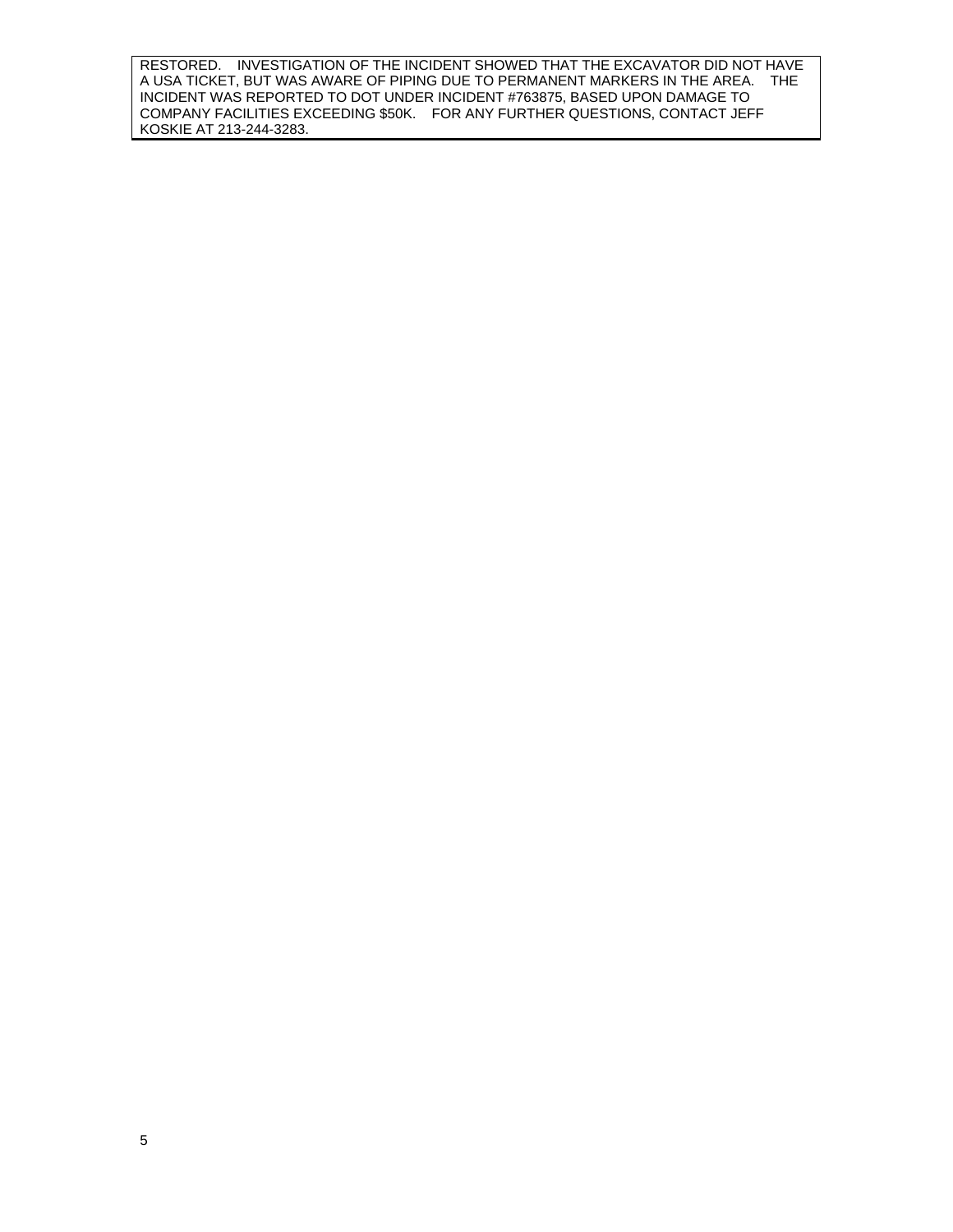RESTORED. INVESTIGATION OF THE INCIDENT SHOWED THAT THE EXCAVATOR DID NOT HAVE A USA TICKET, BUT WAS AWARE OF PIPING DUE TO PERMANENT MARKERS IN THE AREA. THE INCIDENT WAS REPORTED TO DOT UNDER INCIDENT #763875, BASED UPON DAMAGE TO COMPANY FACILITIES EXCEEDING $50K. FOR ANY FURTHER QUESTIONS, CONTACT JEFF KOSKIE AT 213-244-3283.